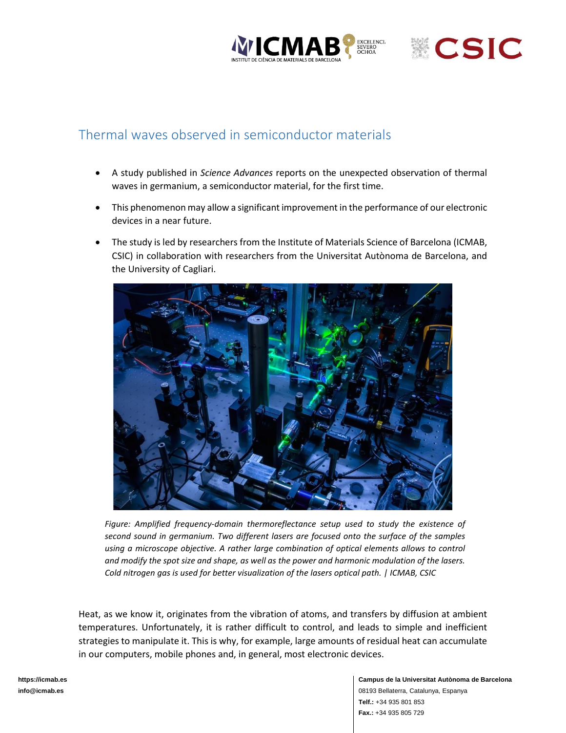# Thermal waves observed in semiconductor materials

- A study published in *Science Advances* reports on the unexpected observation of thermal waves in germanium, a semiconductor material, for the first time.
- This phenomenon may allow a significant improvement in the performance of our electronic devices in a near future.
- The study is led by researchers from the Institute of Materials Science of Barcelona (ICMAB, CSIC) in collaboration with researchers from the Universitat Autònoma de Barcelona, and the University of Cagliari.

*Figure: Amplified frequency-domain thermoreflectance setup used to study the existence of second sound in germanium. Two different lasers are focused onto the surface of the samples using a microscope objective. A rather large combination of optical elements allows to control and modify the spot size and shape, as well as the power and harmonic modulation of the lasers. Cold nitrogen gas is used for better visualization of the lasers optical path. | ICMAB, CSIC*

Heat, as we know it, originates from the vibration of atoms, and transfers by diffusion at ambient temperatures. Unfortunately, it is rather difficult to control, and leads to simple and inefficient strategies to manipulate it. This is why, for example, large amounts of residual heat can accumulate in our computers, mobile phones and, in general, most electronic devices.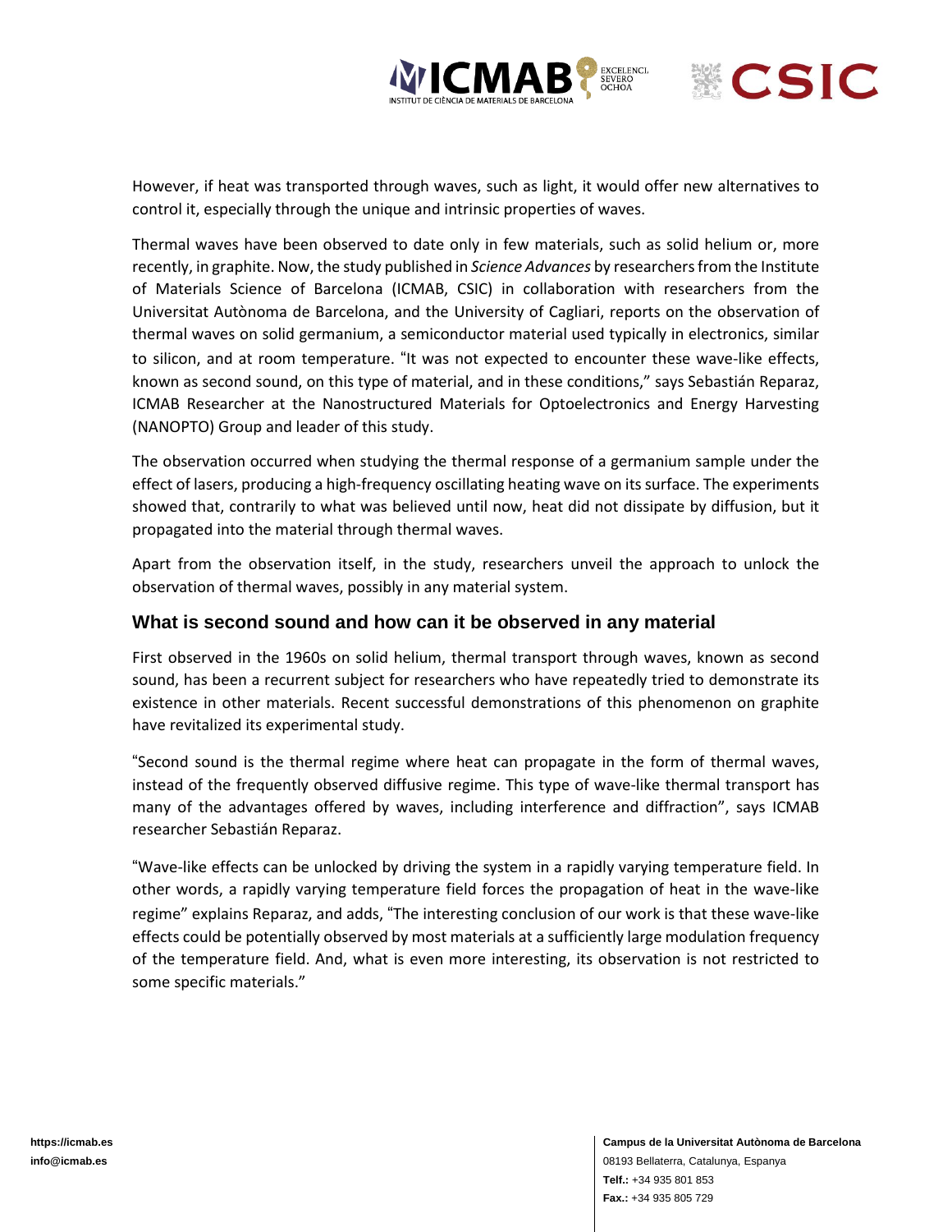However, if heat was transported through waves, such as light, it would offer new alternatives to control it, especially through the unique and intrinsic properties of waves.

Thermal waves have been observed to date only in few materials, such as solid helium or, more recently, in graphite. Now, the study published in *Science Advances* by researchers from the Institute of Materials Science of Barcelona (ICMAB, CSIC) in collaboration with researchers from the Universitat Autònoma de Barcelona, and the University of Cagliari, reports on the observation of thermal waves on solid germanium, a semiconductor material used typically in electronics, similar to silicon, and at room temperature. "It was not expected to encounter these wave-like effects, known as second sound, on this type of material, and in these conditions," says Sebastián Reparaz, ICMAB Researcher at the Nanostructured Materials for Optoelectronics and Energy Harvesting (NANOPTO) Group and leader of this study.

The observation occurred when studying the thermal response of a germanium sample under the effect of lasers, producing a high-frequency oscillating heating wave on its surface. The experiments showed that, contrarily to what was believed until now, heat did not dissipate by diffusion, but it propagated into the material through thermal waves.

Apart from the observation itself, in the study, researchers unveil the approach to unlock the observation of thermal waves, possibly in any material system.

## What is second sound and how can it be observed in any material

First observed in the 1960s on solid helium, thermal transport through waves, known as second sound, has been a recurrent subject for researchers who have repeatedly tried to demonstrate its existence in other materials. Recent successful demonstrations of this phenomenon on graphite have revitalized its experimental study.

"Second sound is the thermal regime where heat can propagate in the form of thermal waves, instead of the frequently observed diffusive regime. This type of wave-like thermal transport has many of the advantages offered by waves, including interference and diffraction", says ICMAB researcher Sebastián Reparaz.

"Wave-like effects can be unlocked by driving the system in a rapidly varying temperature field. In other words, a rapidly varying temperature field forces the propagation of heat in the wave-like regime" explains Reparaz, and adds, "The interesting conclusion of our work is that these wave-like effects could be potentially observed by most materials at a sufficiently large modulation frequency of the temperature field. And, what is even more interesting, its observation is not restricted to some specific materials."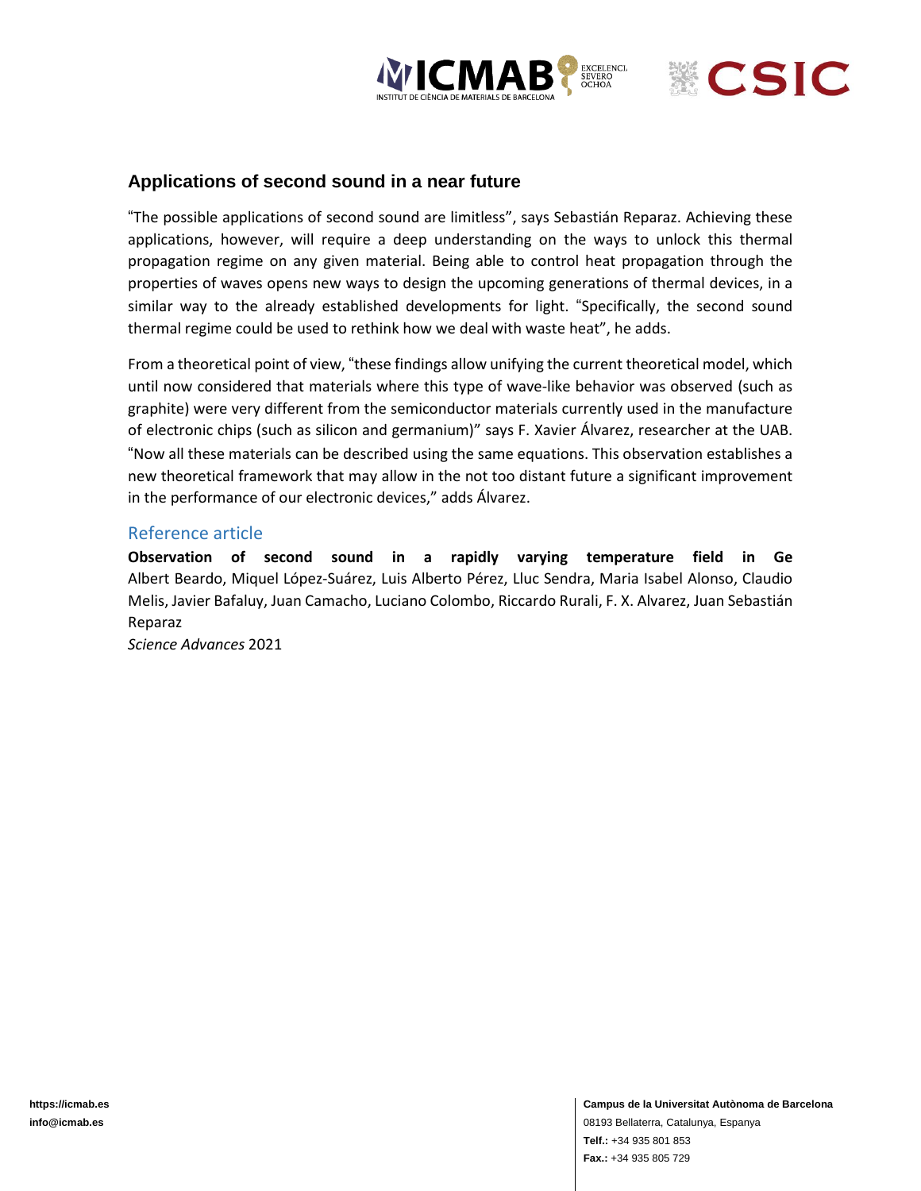## Applications of second sound in a near future

"The possible applications of second sound are limitless", says Sebastián Reparaz. Achieving these applications, however, will require a deep understanding on the ways to unlock this thermal propagation regime on any given material. Being able to control heat propagation through the properties of waves opens new ways to design the upcoming generations of thermal devices, in a similar way to the already established developments for light. "Specifically, the second sound thermal regime could be used to rethink how we deal with waste heat", he adds.

From a theoretical point of view, "these findings allow unifying the current theoretical model, which until now considered that materials where this type of wave-like behavior was observed (such as graphite) were very different from the semiconductor materials currently used in the manufacture of electronic chips (such as silicon and germanium)" says F. Xavier Álvarez, researcher at the UAB. "Now all these materials can be described using the same equations. This observation establishes a new theoretical framework that may allow in the not too distant future a significant improvement in the performance of our electronic devices," adds Álvarez.

### Reference article

**Observation of second sound in a rapidly varying temperature field in Ge**
Albert Beardo, Miquel López-Suárez, Luis Alberto Pérez, Lluc Sendra, Maria Isabel Alonso, Claudio Melis, Javier Bafaluy, Juan Camacho, Luciano Colombo, Riccardo Rurali, F. X. Alvarez, Juan Sebastián Reparaz
*Science Advances* 2021